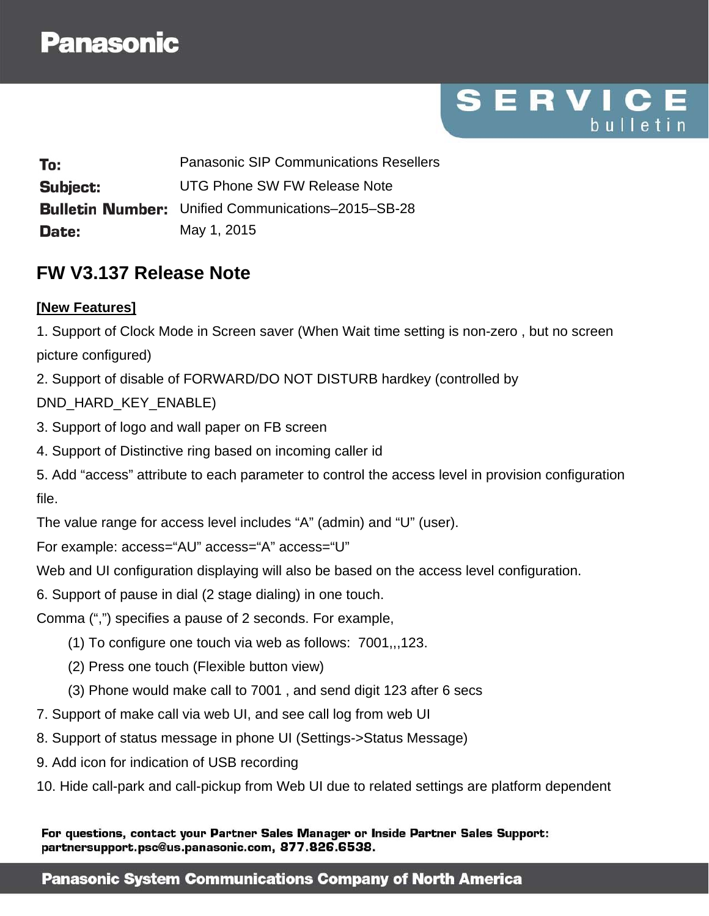Panasonic

SERVICE bulletin

**To:** Panasonic SIP Communications Resellers
**Subject:** UTG Phone SW FW Release Note
**Bulletin Number:** Unified Communications–2015–SB-28
**Date:** May 1, 2015

## FW V3.137 Release Note

**[New Features]**

1. Support of Clock Mode in Screen saver (When Wait time setting is non-zero , but no screen picture configured)
2. Support of disable of FORWARD/DO NOT DISTURB hardkey (controlled by DND_HARD_KEY_ENABLE)
3. Support of logo and wall paper on FB screen
4. Support of Distinctive ring based on incoming caller id
5. Add "access" attribute to each parameter to control the access level in provision configuration file.
   The value range for access level includes "A" (admin) and "U" (user).
   For example: access="AU" access="A" access="U"
   Web and UI configuration displaying will also be based on the access level configuration.
6. Support of pause in dial (2 stage dialing) in one touch.
   Comma (",") specifies a pause of 2 seconds. For example,
   (1) To configure one touch via web as follows: 7001,,,123.
   (2) Press one touch (Flexible button view)
   (3) Phone would make call to 7001 , and send digit 123 after 6 secs
7. Support of make call via web UI, and see call log from web UI
8. Support of status message in phone UI (Settings->Status Message)
9. Add icon for indication of USB recording
10. Hide call-park and call-pickup from Web UI due to related settings are platform dependent

**For questions, contact your Partner Sales Manager or Inside Partner Sales Support: partnersupport.psc@us.panasonic.com, 877.826.6538.**

**Panasonic System Communications Company of North America**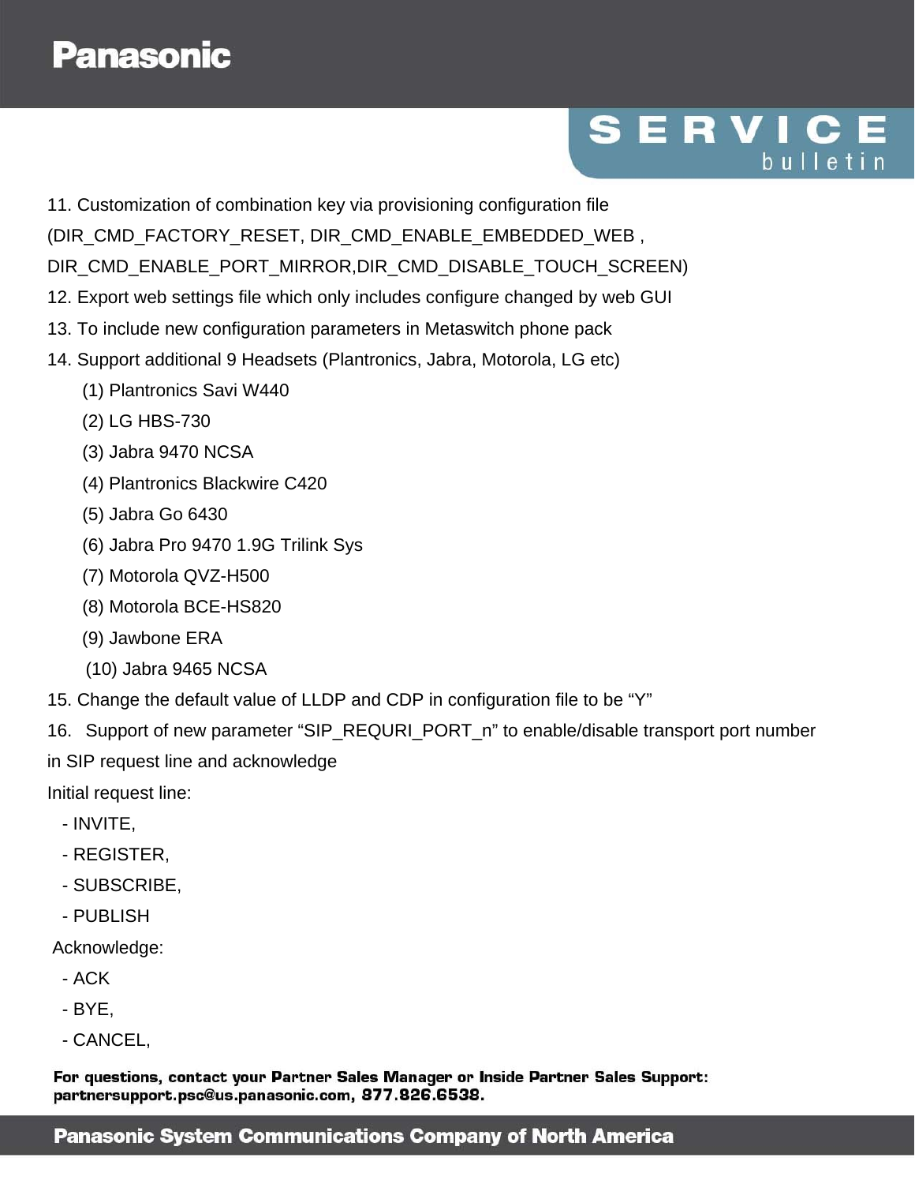11. Customization of combination key via provisioning configuration file (DIR_CMD_FACTORY_RESET, DIR_CMD_ENABLE_EMBEDDED_WEB , DIR_CMD_ENABLE_PORT_MIRROR,DIR_CMD_DISABLE_TOUCH_SCREEN)

12. Export web settings file which only includes configure changed by web GUI

13. To include new configuration parameters in Metaswitch phone pack

14. Support additional 9 Headsets (Plantronics, Jabra, Motorola, LG etc)

    (1) Plantronics Savi W440

    (2) LG HBS-730

    (3) Jabra 9470 NCSA

    (4) Plantronics Blackwire C420

    (5) Jabra Go 6430

    (6) Jabra Pro 9470 1.9G Trilink Sys

    (7) Motorola QVZ-H500

    (8) Motorola BCE-HS820

    (9) Jawbone ERA

    (10) Jabra 9465 NCSA

15. Change the default value of LLDP and CDP in configuration file to be “Y”

16. Support of new parameter “SIP_REQURI_PORT_n” to enable/disable transport port number in SIP request line and acknowledge

Initial request line:

- INVITE,
- REGISTER,
- SUBSCRIBE,
- PUBLISH

Acknowledge:

- ACK
- BYE,
- CANCEL,

**For questions, contact your Partner Sales Manager or Inside Partner Sales Support:**
**partnersupport.psc@us.panasonic.com, 877.826.6538.**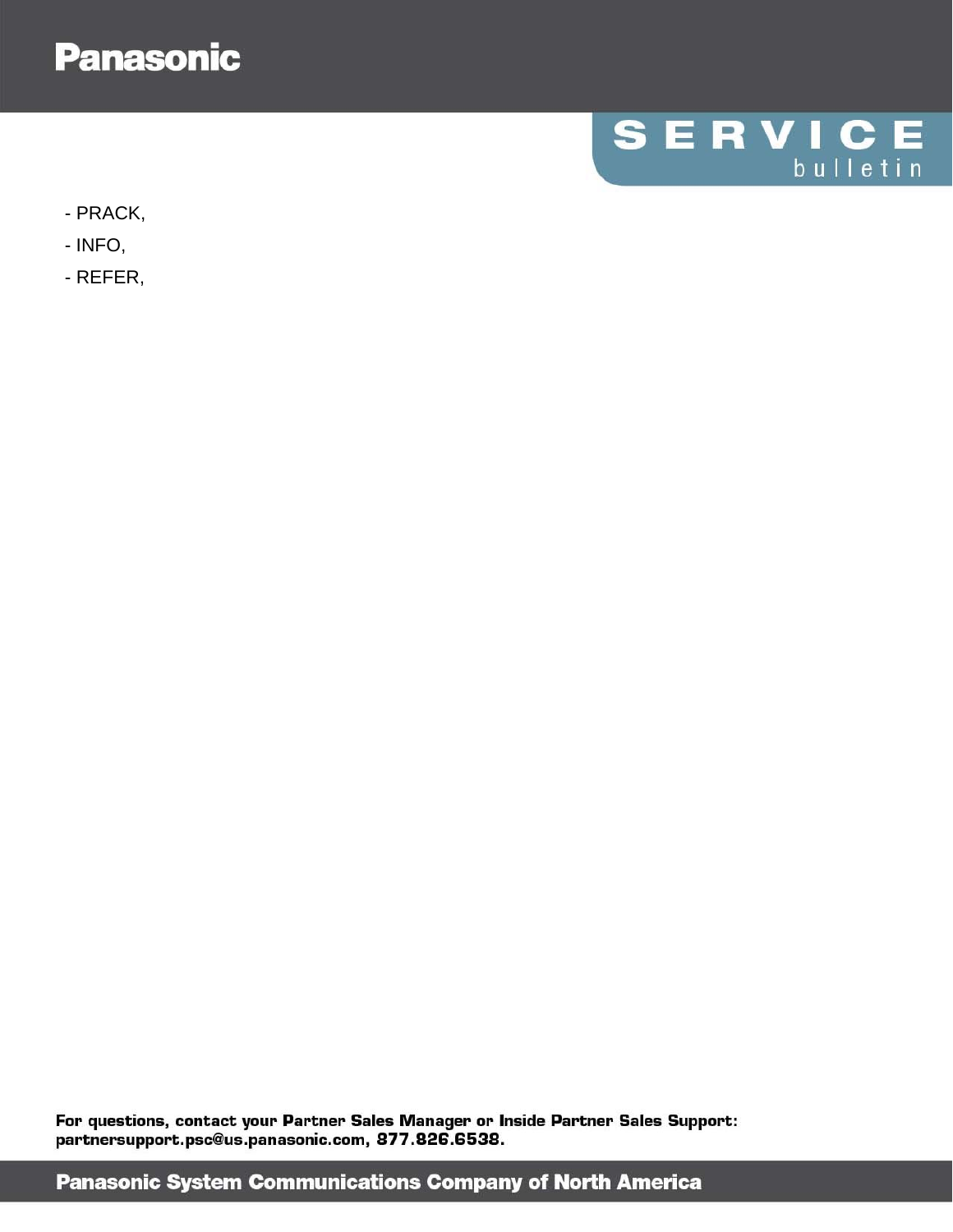- PRACK,
- INFO,
- REFER,

**For questions, contact your Partner Sales Manager or Inside Partner Sales Support:**
**partnersupport.psc@us.panasonic.com, 877.826.6538.**